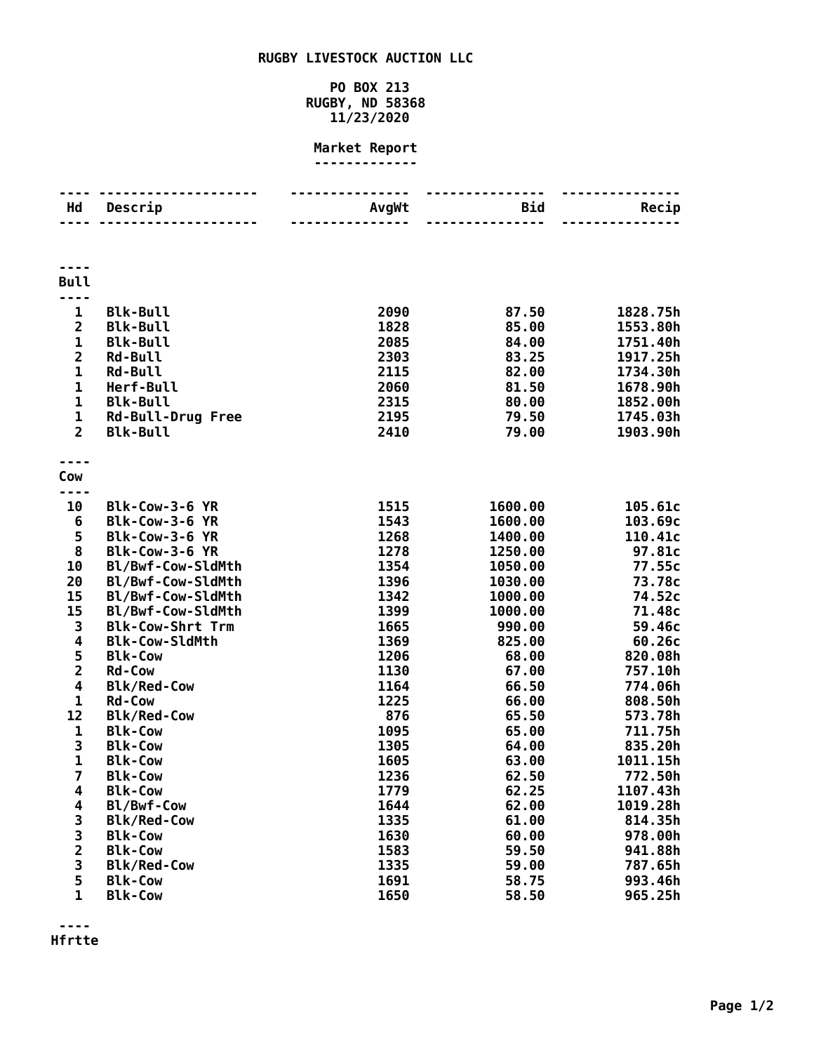# RUGBY LIVESTOCK AUCTION LLC

PO BOX 213
RUGBY, ND 58368
11/23/2020

## Market Report

| Hd | Descrip | AvgWt | Bid | Recip |
|---|---|---|---|---|
| **Bull** | | | | |
| 1 | Blk-Bull | 2090 | 87.50 | 1828.75h |
| 2 | Blk-Bull | 1828 | 85.00 | 1553.80h |
| 1 | Blk-Bull | 2085 | 84.00 | 1751.40h |
| 2 | Rd-Bull | 2303 | 83.25 | 1917.25h |
| 1 | Rd-Bull | 2115 | 82.00 | 1734.30h |
| 1 | Herf-Bull | 2060 | 81.50 | 1678.90h |
| 1 | Blk-Bull | 2315 | 80.00 | 1852.00h |
| 1 | Rd-Bull-Drug Free | 2195 | 79.50 | 1745.03h |
| 2 | Blk-Bull | 2410 | 79.00 | 1903.90h |
| **Cow** | | | | |
| 10 | Blk-Cow-3-6 YR | 1515 | 1600.00 | 105.61c |
| 6 | Blk-Cow-3-6 YR | 1543 | 1600.00 | 103.69c |
| 5 | Blk-Cow-3-6 YR | 1268 | 1400.00 | 110.41c |
| 8 | Blk-Cow-3-6 YR | 1278 | 1250.00 | 97.81c |
| 10 | Bl/Bwf-Cow-SldMth | 1354 | 1050.00 | 77.55c |
| 20 | Bl/Bwf-Cow-SldMth | 1396 | 1030.00 | 73.78c |
| 15 | Bl/Bwf-Cow-SldMth | 1342 | 1000.00 | 74.52c |
| 15 | Bl/Bwf-Cow-SldMth | 1399 | 1000.00 | 71.48c |
| 3 | Blk-Cow-Shrt Trm | 1665 | 990.00 | 59.46c |
| 4 | Blk-Cow-SldMth | 1369 | 825.00 | 60.26c |
| 5 | Blk-Cow | 1206 | 68.00 | 820.08h |
| 2 | Rd-Cow | 1130 | 67.00 | 757.10h |
| 4 | Blk/Red-Cow | 1164 | 66.50 | 774.06h |
| 1 | Rd-Cow | 1225 | 66.00 | 808.50h |
| 12 | Blk/Red-Cow | 876 | 65.50 | 573.78h |
| 1 | Blk-Cow | 1095 | 65.00 | 711.75h |
| 3 | Blk-Cow | 1305 | 64.00 | 835.20h |
| 1 | Blk-Cow | 1605 | 63.00 | 1011.15h |
| 7 | Blk-Cow | 1236 | 62.50 | 772.50h |
| 4 | Blk-Cow | 1779 | 62.25 | 1107.43h |
| 4 | Bl/Bwf-Cow | 1644 | 62.00 | 1019.28h |
| 3 | Blk/Red-Cow | 1335 | 61.00 | 814.35h |
| 3 | Blk-Cow | 1630 | 60.00 | 978.00h |
| 2 | Blk-Cow | 1583 | 59.50 | 941.88h |
| 3 | Blk/Red-Cow | 1335 | 59.00 | 787.65h |
| 5 | Blk-Cow | 1691 | 58.75 | 993.46h |
| 1 | Blk-Cow | 1650 | 58.50 | 965.25h |
| **Hfrtte** | | | | |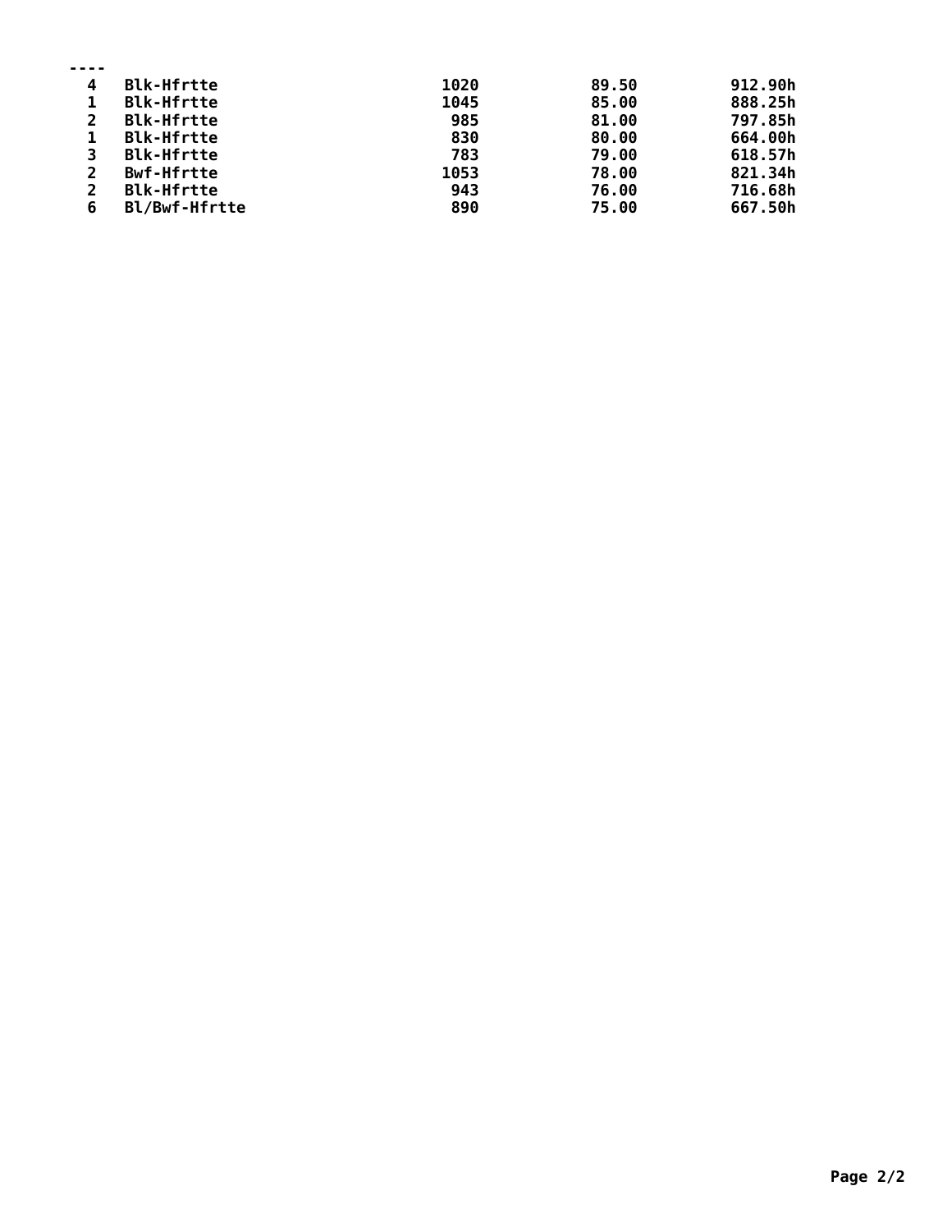----

| | | | | |
|---|---|---|---|---|
| 4 | Blk-Hfrtte | 1020 | 89.50 | 912.90h |
| 1 | Blk-Hfrtte | 1045 | 85.00 | 888.25h |
| 2 | Blk-Hfrtte | 985 | 81.00 | 797.85h |
| 1 | Blk-Hfrtte | 830 | 80.00 | 664.00h |
| 3 | Blk-Hfrtte | 783 | 79.00 | 618.57h |
| 2 | Bwf-Hfrtte | 1053 | 78.00 | 821.34h |
| 2 | Blk-Hfrtte | 943 | 76.00 | 716.68h |
| 6 | Bl/Bwf-Hfrtte | 890 | 75.00 | 667.50h |